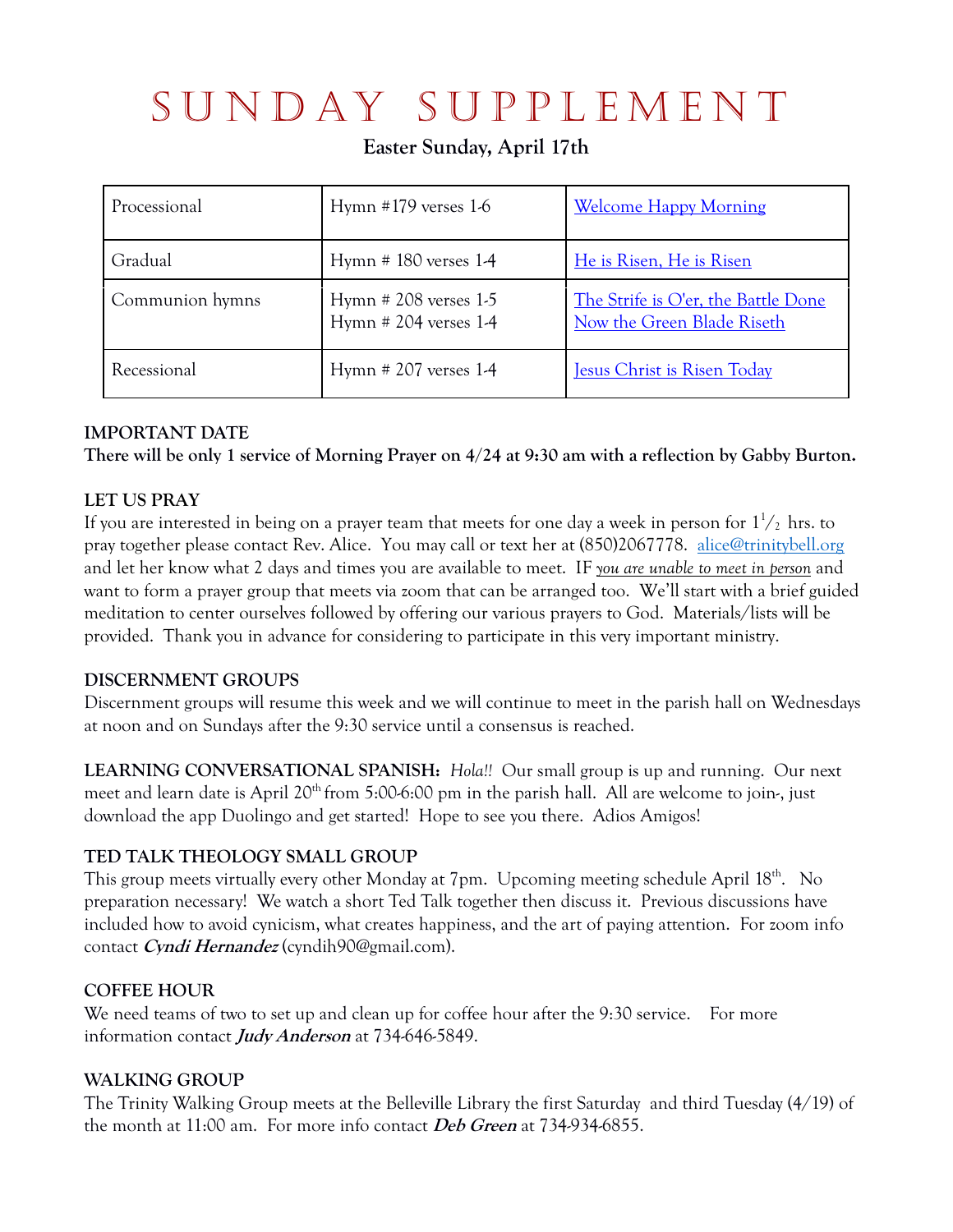# SUNDAY SUPPLEMENT

**Easter Sunday, April 17th**

| Processional | Hymn #179 verses 1-6 | Welcome Happy Morning |
|---|---|---|
| Gradual | Hymn # 180 verses 1-4 | He is Risen, He is Risen |
| Communion hymns | Hymn # 208 verses 1-5<br>Hymn # 204 verses 1-4 | The Strife is O'er, the Battle Done<br>Now the Green Blade Riseth |
| Recessional | Hymn # 207 verses 1-4 | Jesus Christ is Risen Today |

**IMPORTANT DATE**
**There will be only 1 service of Morning Prayer on 4/24 at 9:30 am with a reflection by Gabby Burton.**

**LET US PRAY**
If you are interested in being on a prayer team that meets for one day a week in person for 1½ hrs. to pray together please contact Rev. Alice. You may call or text her at (850)2067778. alice@trinitybell.org and let her know what 2 days and times you are available to meet. IF *you are unable to meet in person* and want to form a prayer group that meets via zoom that can be arranged too. We'll start with a brief guided meditation to center ourselves followed by offering our various prayers to God. Materials/lists will be provided. Thank you in advance for considering to participate in this very important ministry.

**DISCERNMENT GROUPS**
Discernment groups will resume this week and we will continue to meet in the parish hall on Wednesdays at noon and on Sundays after the 9:30 service until a consensus is reached.

**LEARNING CONVERSATIONAL SPANISH:** *Hola!!* Our small group is up and running. Our next meet and learn date is April 20th from 5:00-6:00 pm in the parish hall. All are welcome to join-, just download the app Duolingo and get started! Hope to see you there. Adios Amigos!

**TED TALK THEOLOGY SMALL GROUP**
This group meets virtually every other Monday at 7pm. Upcoming meeting schedule April 18th. No preparation necessary! We watch a short Ted Talk together then discuss it. Previous discussions have included how to avoid cynicism, what creates happiness, and the art of paying attention. For zoom info contact ***Cyndi Hernandez*** (cyndih90@gmail.com).

**COFFEE HOUR**
We need teams of two to set up and clean up for coffee hour after the 9:30 service. For more information contact ***Judy Anderson*** at 734-646-5849.

**WALKING GROUP**
The Trinity Walking Group meets at the Belleville Library the first Saturday and third Tuesday (4/19) of the month at 11:00 am. For more info contact ***Deb Green*** at 734-934-6855.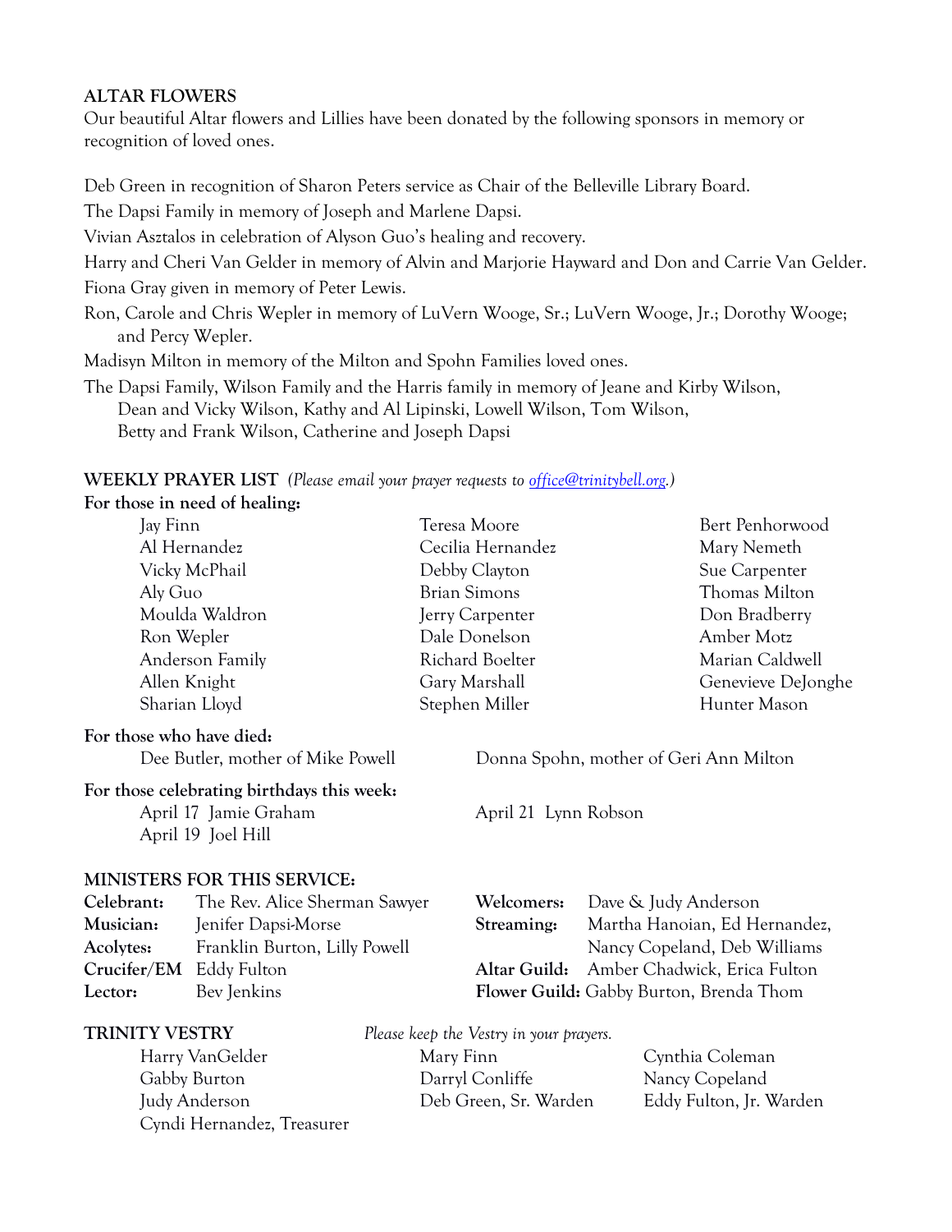**ALTAR FLOWERS**

Our beautiful Altar flowers and Lillies have been donated by the following sponsors in memory or recognition of loved ones.

Deb Green in recognition of Sharon Peters service as Chair of the Belleville Library Board.

The Dapsi Family in memory of Joseph and Marlene Dapsi.

Vivian Asztalos in celebration of Alyson Guo's healing and recovery.

Harry and Cheri Van Gelder in memory of Alvin and Marjorie Hayward and Don and Carrie Van Gelder.

Fiona Gray given in memory of Peter Lewis.

Ron, Carole and Chris Wepler in memory of LuVern Wooge, Sr.; LuVern Wooge, Jr.; Dorothy Wooge; and Percy Wepler.

Madisyn Milton in memory of the Milton and Spohn Families loved ones.

The Dapsi Family, Wilson Family and the Harris family in memory of Jeane and Kirby Wilson, Dean and Vicky Wilson, Kathy and Al Lipinski, Lowell Wilson, Tom Wilson, Betty and Frank Wilson, Catherine and Joseph Dapsi

**WEEKLY PRAYER LIST** *(Please email your prayer requests to office@trinitybell.org.)*

**For those in need of healing:**

| | | |
|---|---|---|
| Jay Finn | Teresa Moore | Bert Penhorwood |
| Al Hernandez | Cecilia Hernandez | Mary Nemeth |
| Vicky McPhail | Debby Clayton | Sue Carpenter |
| Aly Guo | Brian Simons | Thomas Milton |
| Moulda Waldron | Jerry Carpenter | Don Bradberry |
| Ron Wepler | Dale Donelson | Amber Motz |
| Anderson Family | Richard Boelter | Marian Caldwell |
| Allen Knight | Gary Marshall | Genevieve DeJonghe |
| Sharian Lloyd | Stephen Miller | Hunter Mason |

**For those who have died:**

Dee Butler, mother of Mike Powell

Donna Spohn, mother of Geri Ann Milton

**For those celebrating birthdays this week:**

April 17 Jamie Graham

April 19 Joel Hill

April 21 Lynn Robson

**MINISTERS FOR THIS SERVICE:**

**Celebrant:** The Rev. Alice Sherman Sawyer

**Musician:** Jenifer Dapsi-Morse

**Acolytes:** Franklin Burton, Lilly Powell

**Crucifer/EM** Eddy Fulton

**Lector:** Bev Jenkins

**Welcomers:** Dave & Judy Anderson

**Streaming:** Martha Hanoian, Ed Hernandez, Nancy Copeland, Deb Williams

**Altar Guild:** Amber Chadwick, Erica Fulton

**Flower Guild:** Gabby Burton, Brenda Thom

**TRINITY VESTRY** *Please keep the Vestry in your prayers.*

| | | |
|---|---|---|
| Harry VanGelder | Mary Finn | Cynthia Coleman |
| Gabby Burton | Darryl Conliffe | Nancy Copeland |
| Judy Anderson | Deb Green, Sr. Warden | Eddy Fulton, Jr. Warden |
| Cyndi Hernandez, Treasurer | | |